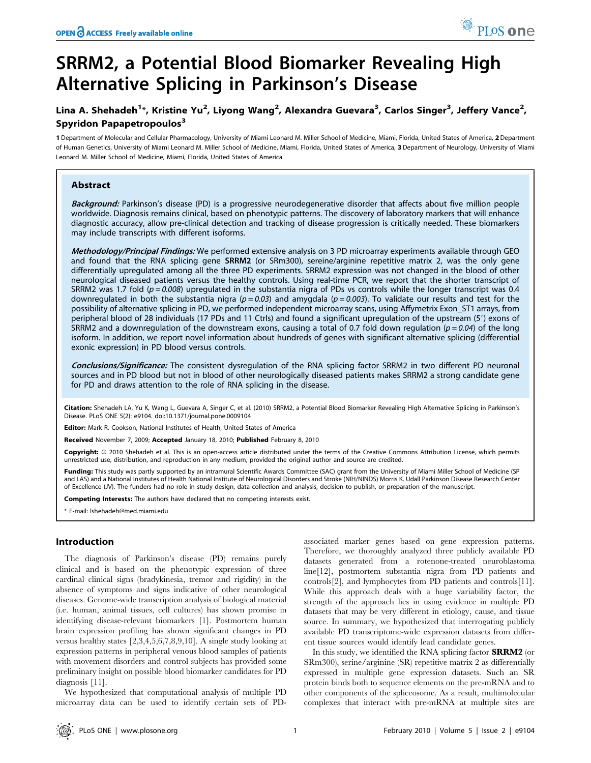# SRRM2, a Potential Blood Biomarker Revealing High Alternative Splicing in Parkinson's Disease

**Lina A. Shehadeh[1]\*, Kristine Yu[2], Liyong Wang[2], Alexandra Guevara[3], Carlos Singer[3], Jeffery Vance[2], Spyridon Papapetropoulos[3]**

**1** Department of Molecular and Cellular Pharmacology, University of Miami Leonard M. Miller School of Medicine, Miami, Florida, United States of America, **2** Department of Human Genetics, University of Miami Leonard M. Miller School of Medicine, Miami, Florida, United States of America, **3** Department of Neurology, University of Miami Leonard M. Miller School of Medicine, Miami, Florida, United States of America

## Abstract

***Background:*** Parkinson's disease (PD) is a progressive neurodegenerative disorder that affects about five million people worldwide. Diagnosis remains clinical, based on phenotypic patterns. The discovery of laboratory markers that will enhance diagnostic accuracy, allow pre-clinical detection and tracking of disease progression is critically needed. These biomarkers may include transcripts with different isoforms.

***Methodology/Principal Findings:*** We performed extensive analysis on 3 PD microarray experiments available through GEO and found that the RNA splicing gene **SRRM2** (or SRm300), sereine/arginine repetitive matrix 2, was the only gene differentially upregulated among all the three PD experiments. SRRM2 expression was not changed in the blood of other neurological diseased patients versus the healthy controls. Using real-time PCR, we report that the shorter transcript of SRRM2 was 1.7 fold (*p = 0.008*) upregulated in the substantia nigra of PDs vs controls while the longer transcript was 0.4 downregulated in both the substantia nigra (*p = 0.03*) and amygdala (*p = 0.003*). To validate our results and test for the possibility of alternative splicing in PD, we performed independent microarray scans, using Affymetrix Exon_ST1 arrays, from peripheral blood of 28 individuals (17 PDs and 11 Ctrls) and found a significant upregulation of the upstream (5′) exons of SRRM2 and a downregulation of the downstream exons, causing a total of 0.7 fold down regulation (*p = 0.04*) of the long isoform. In addition, we report novel information about hundreds of genes with significant alternative splicing (differential exonic expression) in PD blood versus controls.

***Conclusions/Significance:*** The consistent dysregulation of the RNA splicing factor SRRM2 in two different PD neuronal sources and in PD blood but not in blood of other neurologically diseased patients makes SRRM2 a strong candidate gene for PD and draws attention to the role of RNA splicing in the disease.

**Citation:** Shehadeh LA, Yu K, Wang L, Guevara A, Singer C, et al. (2010) SRRM2, a Potential Blood Biomarker Revealing High Alternative Splicing in Parkinson's Disease. PLoS ONE 5(2): e9104. doi:10.1371/journal.pone.0009104

**Editor:** Mark R. Cookson, National Institutes of Health, United States of America

**Received** November 7, 2009; **Accepted** January 18, 2010; **Published** February 8, 2010

**Copyright:** © 2010 Shehadeh et al. This is an open-access article distributed under the terms of the Creative Commons Attribution License, which permits unrestricted use, distribution, and reproduction in any medium, provided the original author and source are credited.

**Funding:** This study was partly supported by an intramural Scientific Awards Committee (SAC) grant from the University of Miami Miller School of Medicine (SP and LAS) and a National Institutes of Health National Institute of Neurological Disorders and Stroke (NIH/NINDS) Morris K. Udall Parkinson Disease Research Center of Excellence (JV). The funders had no role in study design, data collection and analysis, decision to publish, or preparation of the manuscript.

**Competing Interests:** The authors have declared that no competing interests exist.

\* E-mail: lshehadeh@med.miami.edu

## Introduction

The diagnosis of Parkinson's disease (PD) remains purely clinical and is based on the phenotypic expression of three cardinal clinical signs (bradykinesia, tremor and rigidity) in the absence of symptoms and signs indicative of other neurological diseases. Genome-wide transcription analysis of biological material (i.e. human, animal tissues, cell cultures) has shown promise in identifying disease-relevant biomarkers [1]. Postmortem human brain expression profiling has shown significant changes in PD versus healthy states [2,3,4,5,6,7,8,9,10]. A single study looking at expression patterns in peripheral venous blood samples of patients with movement disorders and control subjects has provided some preliminary insight on possible blood biomarker candidates for PD diagnosis [11].

We hypothesized that computational analysis of multiple PD microarray data can be used to identify certain sets of PD-associated marker genes based on gene expression patterns. Therefore, we thoroughly analyzed three publicly available PD datasets generated from a rotenone-treated neuroblastoma line[12], postmortem substantia nigra from PD patients and controls[2], and lymphocytes from PD patients and controls[11]. While this approach deals with a huge variability factor, the strength of the approach lies in using evidence in multiple PD datasets that may be very different in etiology, cause, and tissue source. In summary, we hypothesized that interrogating publicly available PD transcriptome-wide expression datasets from different tissue sources would identify lead candidate genes.

In this study, we identified the RNA splicing factor **SRRM2** (or SRm300), serine/arginine (SR) repetitive matrix 2 as differentially expressed in multiple gene expression datasets. Such an SR protein binds both to sequence elements on the pre-mRNA and to other components of the spliceosome. As a result, multimolecular complexes that interact with pre-mRNA at multiple sites are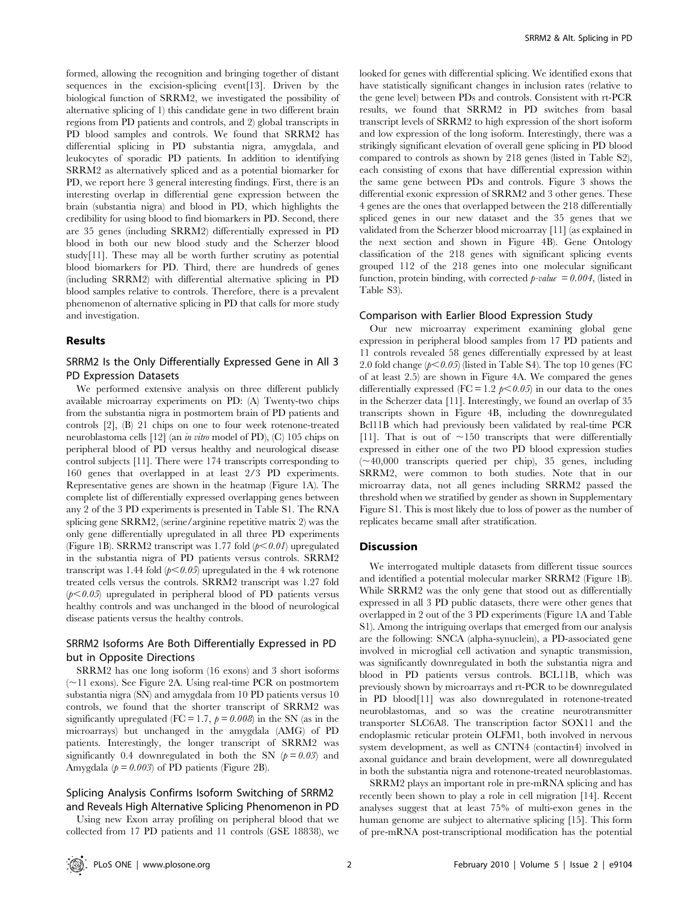formed, allowing the recognition and bringing together of distant sequences in the excision-splicing event[13]. Driven by the biological function of SRRM2, we investigated the possibility of alternative splicing of 1) this candidate gene in two different brain regions from PD patients and controls, and 2) global transcripts in PD blood samples and controls. We found that SRRM2 has differential splicing in PD substantia nigra, amygdala, and leukocytes of sporadic PD patients. In addition to identifying SRRM2 as alternatively spliced and as a potential biomarker for PD, we report here 3 general interesting findings. First, there is an interesting overlap in differential gene expression between the brain (substantia nigra) and blood in PD, which highlights the credibility for using blood to find biomarkers in PD. Second, there are 35 genes (including SRRM2) differentially expressed in PD blood in both our new blood study and the Scherzer blood study[11]. These may all be worth further scrutiny as potential blood biomarkers for PD. Third, there are hundreds of genes (including SRRM2) with differential alternative splicing in PD blood samples relative to controls. Therefore, there is a prevalent phenomenon of alternative splicing in PD that calls for more study and investigation.

## Results

### SRRM2 Is the Only Differentially Expressed Gene in All 3 PD Expression Datasets

We performed extensive analysis on three different publicly available microarray experiments on PD: (A) Twenty-two chips from the substantia nigra in postmortem brain of PD patients and controls [2], (B) 21 chips on one to four week rotenone-treated neuroblastoma cells [12] (an *in vitro* model of PD), (C) 105 chips on peripheral blood of PD versus healthy and neurological disease control subjects [11]. There were 174 transcripts corresponding to 160 genes that overlapped in at least 2/3 PD experiments. Representative genes are shown in the heatmap (Figure 1A). The complete list of differentially expressed overlapping genes between any 2 of the 3 PD experiments is presented in Table S1. The RNA splicing gene SRRM2, (serine/arginine repetitive matrix 2) was the only gene differentially upregulated in all three PD experiments (Figure 1B). SRRM2 transcript was 1.77 fold ($p<0.01$) upregulated in the substantia nigra of PD patients versus controls. SRRM2 transcript was 1.44 fold ($p<0.05$) upregulated in the 4 wk rotenone treated cells versus the controls. SRRM2 transcript was 1.27 fold ($p<0.05$) upregulated in peripheral blood of PD patients versus healthy controls and was unchanged in the blood of neurological disease patients versus the healthy controls.

### SRRM2 Isoforms Are Both Differentially Expressed in PD but in Opposite Directions

SRRM2 has one long isoform (16 exons) and 3 short isoforms (~11 exons). See Figure 2A. Using real-time PCR on postmortem substantia nigra (SN) and amygdala from 10 PD patients versus 10 controls, we found that the shorter transcript of SRRM2 was significantly upregulated (FC = 1.7, $p = 0.008$) in the SN (as in the microarrays) but unchanged in the amygdala (AMG) of PD patients. Interestingly, the longer transcript of SRRM2 was significantly 0.4 downregulated in both the SN ($p = 0.03$) and Amygdala ($p = 0.003$) of PD patients (Figure 2B).

### Splicing Analysis Confirms Isoform Switching of SRRM2 and Reveals High Alternative Splicing Phenomenon in PD

Using new Exon array profiling on peripheral blood that we collected from 17 PD patients and 11 controls (GSE 18838), we looked for genes with differential splicing. We identified exons that have statistically significant changes in inclusion rates (relative to the gene level) between PDs and controls. Consistent with rt-PCR results, we found that SRRM2 in PD switches from basal transcript levels of SRRM2 to high expression of the short isoform and low expression of the long isoform. Interestingly, there was a strikingly significant elevation of overall gene splicing in PD blood compared to controls as shown by 218 genes (listed in Table S2), each consisting of exons that have differential expression within the same gene between PDs and controls. Figure 3 shows the differential exonic expression of SRRM2 and 3 other genes. These 4 genes are the ones that overlapped between the 218 differentially spliced genes in our new dataset and the 35 genes that we validated from the Scherzer blood microarray [11] (as explained in the next section and shown in Figure 4B). Gene Ontology classification of the 218 genes with significant splicing events grouped 112 of the 218 genes into one molecular significant function, protein binding, with corrected *p-value* = 0.004, (listed in Table S3).

### Comparison with Earlier Blood Expression Study

Our new microarray experiment examining global gene expression in peripheral blood samples from 17 PD patients and 11 controls revealed 58 genes differentially expressed by at least 2.0 fold change ($p<0.05$) (listed in Table S4). The top 10 genes (FC of at least 2.5) are shown in Figure 4A. We compared the genes differentially expressed (FC = 1.2 $p<0.05$) in our data to the ones in the Scherzer data [11]. Interestingly, we found an overlap of 35 transcripts shown in Figure 4B, including the downregulated Bcl11B which had previously been validated by real-time PCR [11]. That is out of ~150 transcripts that were differentially expressed in either one of the two PD blood expression studies (~40,000 transcripts queried per chip), 35 genes, including SRRM2, were common to both studies. Note that in our microarray data, not all genes including SRRM2 passed the threshold when we stratified by gender as shown in Supplementary Figure S1. This is most likely due to loss of power as the number of replicates became small after stratification.

## Discussion

We interrogated multiple datasets from different tissue sources and identified a potential molecular marker SRRM2 (Figure 1B). While SRRM2 was the only gene that stood out as differentially expressed in all 3 PD public datasets, there were other genes that overlapped in 2 out of the 3 PD experiments (Figure 1A and Table S1). Among the intriguing overlaps that emerged from our analysis are the following: SNCA (alpha-synuclein), a PD-associated gene involved in microglial cell activation and synaptic transmission, was significantly downregulated in both the substantia nigra and blood in PD patients versus controls. BCL11B, which was previously shown by microarrays and rt-PCR to be downregulated in PD blood[11] was also downregulated in rotenone-treated neuroblastomas, and so was the creatine neurotransmitter transporter SLC6A8. The transcription factor SOX11 and the endoplasmic reticular protein OLFM1, both involved in nervous system development, as well as CNTN4 (contactin4) involved in axonal guidance and brain development, were all downregulated in both the substantia nigra and rotenone-treated neuroblastomas.

SRRM2 plays an important role in pre-mRNA splicing and has recently been shown to play a role in cell migration [14]. Recent analyses suggest that at least 75% of multi-exon genes in the human genome are subject to alternative splicing [15]. This form of pre-mRNA post-transcriptional modification has the potential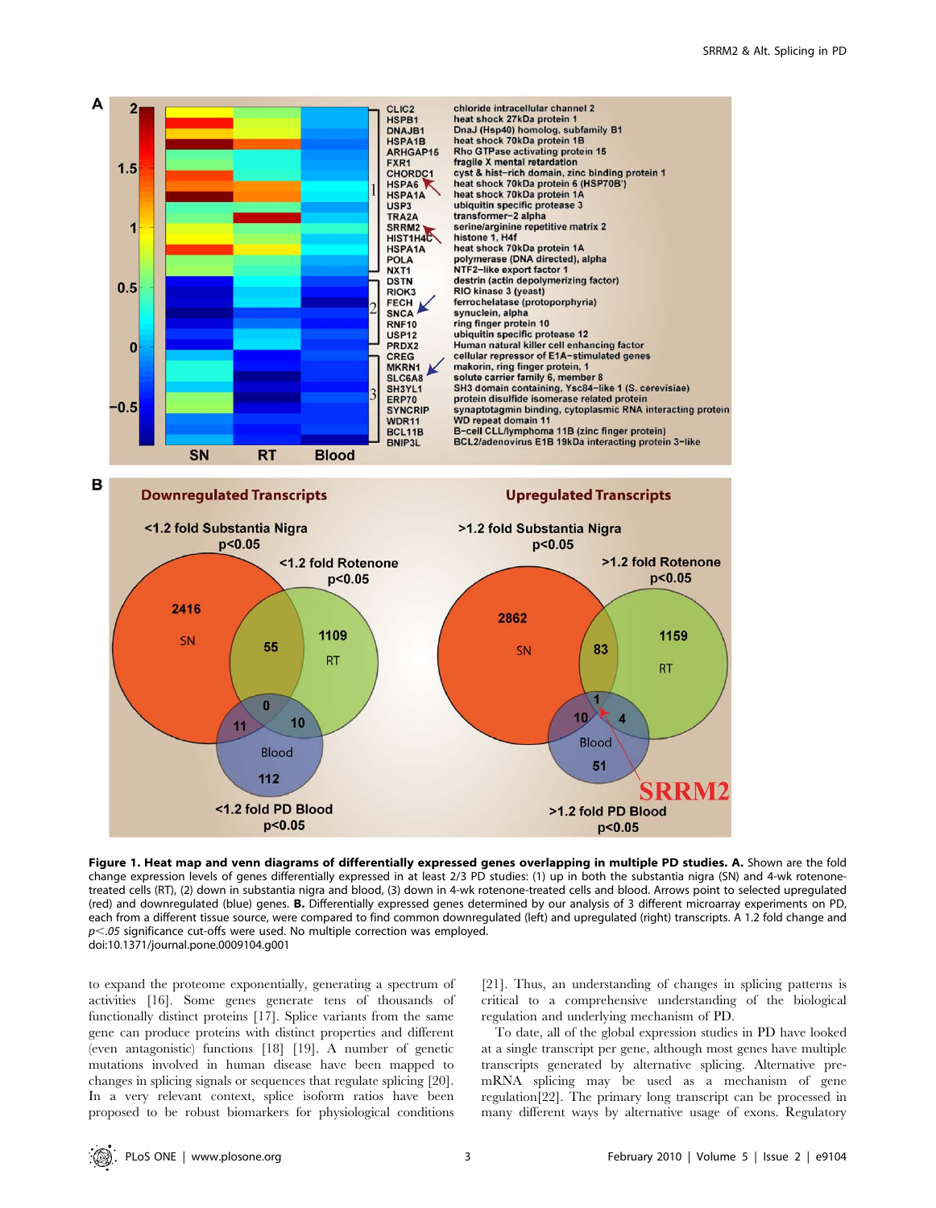**Figure 1. Heat map and venn diagrams of differentially expressed genes overlapping in multiple PD studies. A.** Shown are the fold change expression levels of genes differentially expressed in at least 2/3 PD studies: (1) up in both the substantia nigra (SN) and 4-wk rotenone-treated cells (RT), (2) down in substantia nigra and blood, (3) down in 4-wk rotenone-treated cells and blood. Arrows point to selected upregulated (red) and downregulated (blue) genes. **B.** Differentially expressed genes determined by our analysis of 3 different microarray experiments on PD, each from a different tissue source, were compared to find common downregulated (left) and upregulated (right) transcripts. A 1.2 fold change and $p<.05$ significance cut-offs were used. No multiple correction was employed.
doi:10.1371/journal.pone.0009104.g001

to expand the proteome exponentially, generating a spectrum of activities [16]. Some genes generate tens of thousands of functionally distinct proteins [17]. Splice variants from the same gene can produce proteins with distinct properties and different (even antagonistic) functions [18] [19]. A number of genetic mutations involved in human disease have been mapped to changes in splicing signals or sequences that regulate splicing [20]. In a very relevant context, splice isoform ratios have been proposed to be robust biomarkers for physiological conditions [21]. Thus, an understanding of changes in splicing patterns is critical to a comprehensive understanding of the biological regulation and underlying mechanism of PD.

To date, all of the global expression studies in PD have looked at a single transcript per gene, although most genes have multiple transcripts generated by alternative splicing. Alternative pre-mRNA splicing may be used as a mechanism of gene regulation[22]. The primary long transcript can be processed in many different ways by alternative usage of exons. Regulatory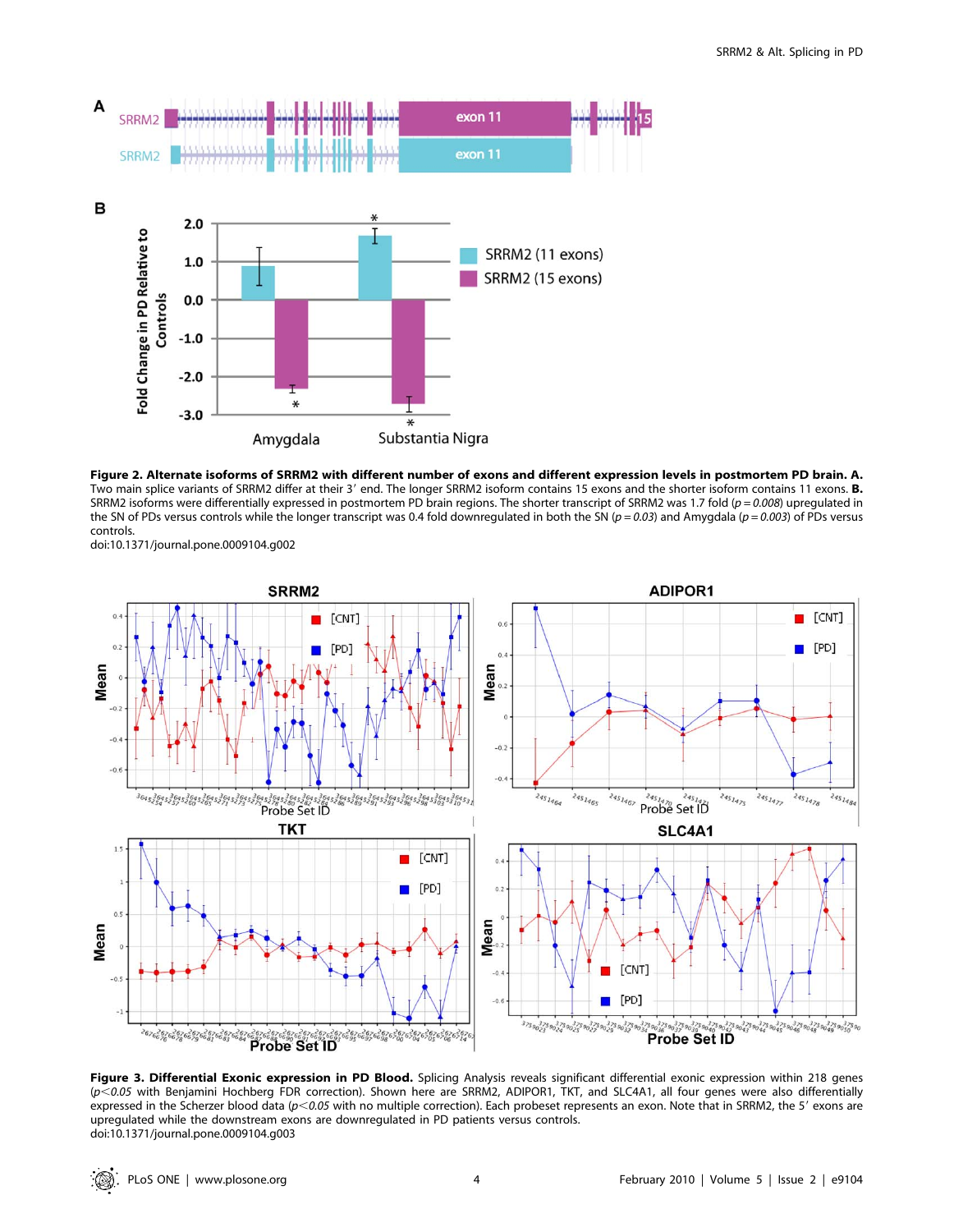**Figure 2. Alternate isoforms of SRRM2 with different number of exons and different expression levels in postmortem PD brain. A.** Two main splice variants of SRRM2 differ at their 3′ end. The longer SRRM2 isoform contains 15 exons and the shorter isoform contains 11 exons. **B.** SRRM2 isoforms were differentially expressed in postmortem PD brain regions. The shorter transcript of SRRM2 was 1.7 fold (*p = 0.008*) upregulated in the SN of PDs versus controls while the longer transcript was 0.4 fold downregulated in both the SN (*p = 0.03*) and Amygdala (*p = 0.003*) of PDs versus controls.

doi:10.1371/journal.pone.0009104.g002

**Figure 3. Differential Exonic expression in PD Blood.** Splicing Analysis reveals significant differential exonic expression within 218 genes (*p<0.05* with Benjamini Hochberg FDR correction). Shown here are SRRM2, ADIPOR1, TKT, and SLC4A1, all four genes were also differentially expressed in the Scherzer blood data (*p<0.05* with no multiple correction). Each probeset represents an exon. Note that in SRRM2, the 5′ exons are upregulated while the downstream exons are downregulated in PD patients versus controls.

doi:10.1371/journal.pone.0009104.g003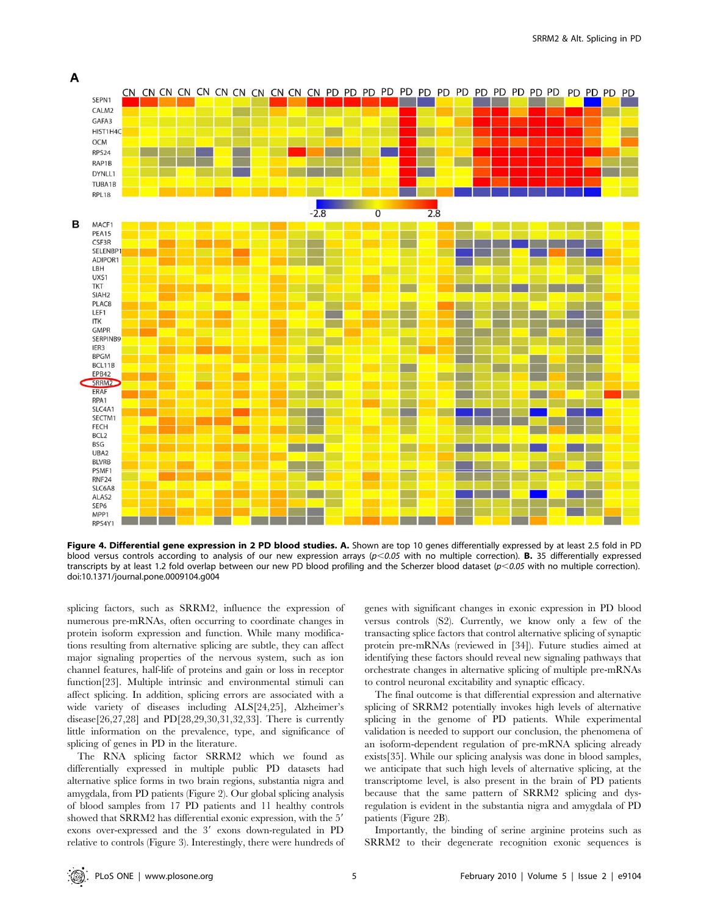**Figure 4. Differential gene expression in 2 PD blood studies. A.** Shown are top 10 genes differentially expressed by at least 2.5 fold in PD blood versus controls according to analysis of our new expression arrays (*p<0.05* with no multiple correction). **B.** 35 differentially expressed transcripts by at least 1.2 fold overlap between our new PD blood profiling and the Scherzer blood dataset (*p<0.05* with no multiple correction).
doi:10.1371/journal.pone.0009104.g004

splicing factors, such as SRRM2, influence the expression of numerous pre-mRNAs, often occurring to coordinate changes in protein isoform expression and function. While many modifications resulting from alternative splicing are subtle, they can affect major signaling properties of the nervous system, such as ion channel features, half-life of proteins and gain or loss in receptor function[23]. Multiple intrinsic and environmental stimuli can affect splicing. In addition, splicing errors are associated with a wide variety of diseases including ALS[24,25], Alzheimer's disease[26,27,28] and PD[28,29,30,31,32,33]. There is currently little information on the prevalence, type, and significance of splicing of genes in PD in the literature.

The RNA splicing factor SRRM2 which we found as differentially expressed in multiple public PD datasets had alternative splice forms in two brain regions, substantia nigra and amygdala, from PD patients (Figure 2). Our global splicing analysis of blood samples from 17 PD patients and 11 healthy controls showed that SRRM2 has differential exonic expression, with the 5′ exons over-expressed and the 3′ exons down-regulated in PD relative to controls (Figure 3). Interestingly, there were hundreds of genes with significant changes in exonic expression in PD blood versus controls (S2). Currently, we know only a few of the transacting splice factors that control alternative splicing of synaptic protein pre-mRNAs (reviewed in [34]). Future studies aimed at identifying these factors should reveal new signaling pathways that orchestrate changes in alternative splicing of multiple pre-mRNAs to control neuronal excitability and synaptic efficacy.

The final outcome is that differential expression and alternative splicing of SRRM2 potentially invokes high levels of alternative splicing in the genome of PD patients. While experimental validation is needed to support our conclusion, the phenomena of an isoform-dependent regulation of pre-mRNA splicing already exists[35]. While our splicing analysis was done in blood samples, we anticipate that such high levels of alternative splicing, at the transcriptome level, is also present in the brain of PD patients because that the same pattern of SRRM2 splicing and dysregulation is evident in the substantia nigra and amygdala of PD patients (Figure 2B).

Importantly, the binding of serine arginine proteins such as SRRM2 to their degenerate recognition exonic sequences is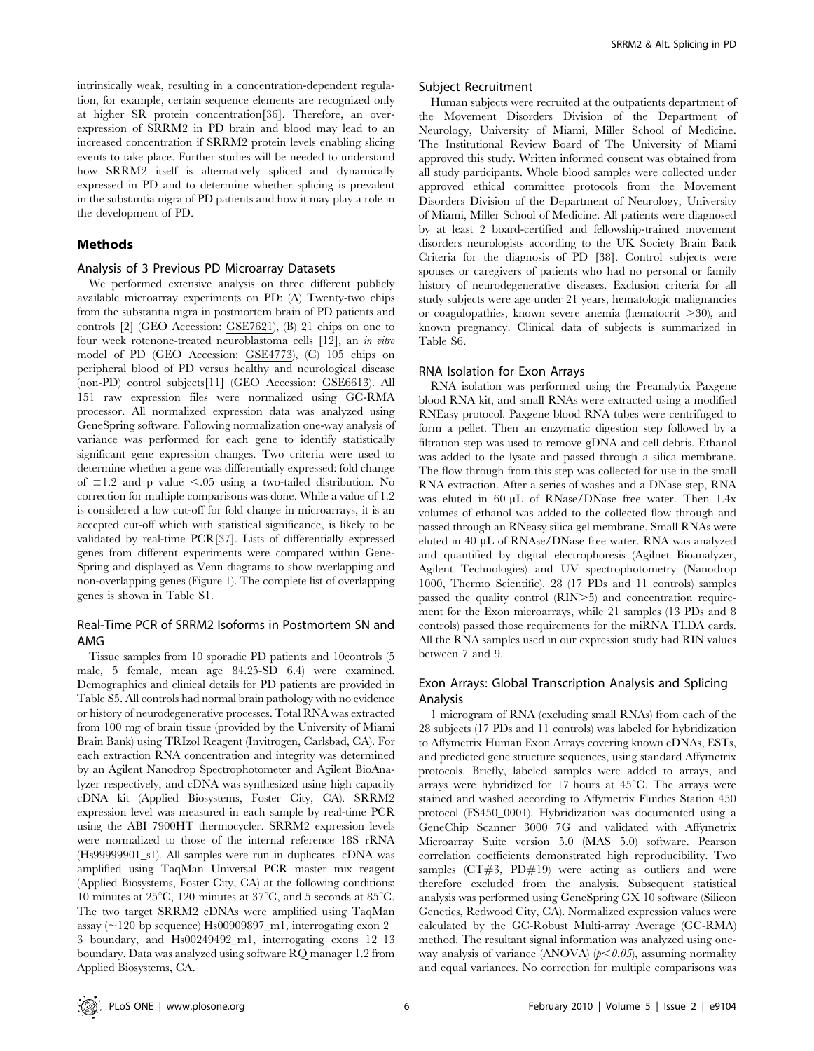intrinsically weak, resulting in a concentration-dependent regulation, for example, certain sequence elements are recognized only at higher SR protein concentration[36]. Therefore, an overexpression of SRRM2 in PD brain and blood may lead to an increased concentration if SRRM2 protein levels enabling slicing events to take place. Further studies will be needed to understand how SRRM2 itself is alternatively spliced and dynamically expressed in PD and to determine whether splicing is prevalent in the substantia nigra of PD patients and how it may play a role in the development of PD.

## Methods

### Analysis of 3 Previous PD Microarray Datasets

We performed extensive analysis on three different publicly available microarray experiments on PD: (A) Twenty-two chips from the substantia nigra in postmortem brain of PD patients and controls [2] (GEO Accession: GSE7621), (B) 21 chips on one to four week rotenone-treated neuroblastoma cells [12], an *in vitro* model of PD (GEO Accession: GSE4773), (C) 105 chips on peripheral blood of PD versus healthy and neurological disease (non-PD) control subjects[11] (GEO Accession: GSE6613). All 151 raw expression files were normalized using GC-RMA processor. All normalized expression data was analyzed using GeneSpring software. Following normalization one-way analysis of variance was performed for each gene to identify statistically significant gene expression changes. Two criteria were used to determine whether a gene was differentially expressed: fold change of $\pm 1.2$ and p value $<.05$ using a two-tailed distribution. No correction for multiple comparisons was done. While a value of 1.2 is considered a low cut-off for fold change in microarrays, it is an accepted cut-off which with statistical significance, is likely to be validated by real-time PCR[37]. Lists of differentially expressed genes from different experiments were compared within GeneSpring and displayed as Venn diagrams to show overlapping and non-overlapping genes (Figure 1). The complete list of overlapping genes is shown in Table S1.

### Real-Time PCR of SRRM2 Isoforms in Postmortem SN and AMG

Tissue samples from 10 sporadic PD patients and 10controls (5 male, 5 female, mean age 84.25-SD 6.4) were examined. Demographics and clinical details for PD patients are provided in Table S5. All controls had normal brain pathology with no evidence or history of neurodegenerative processes. Total RNA was extracted from 100 mg of brain tissue (provided by the University of Miami Brain Bank) using TRIzol Reagent (Invitrogen, Carlsbad, CA). For each extraction RNA concentration and integrity was determined by an Agilent Nanodrop Spectrophotometer and Agilent BioAnalyzer respectively, and cDNA was synthesized using high capacity cDNA kit (Applied Biosystems, Foster City, CA). SRRM2 expression level was measured in each sample by real-time PCR using the ABI 7900HT thermocycler. SRRM2 expression levels were normalized to those of the internal reference 18S rRNA (Hs99999901_s1). All samples were run in duplicates. cDNA was amplified using TaqMan Universal PCR master mix reagent (Applied Biosystems, Foster City, CA) at the following conditions: 10 minutes at 25°C, 120 minutes at 37°C, and 5 seconds at 85°C. The two target SRRM2 cDNAs were amplified using TaqMan assay (~120 bp sequence) Hs00909897_m1, interrogating exon 2–3 boundary, and Hs00249492_m1, interrogating exons 12–13 boundary. Data was analyzed using software RQ manager 1.2 from Applied Biosystems, CA.

### Subject Recruitment

Human subjects were recruited at the outpatients department of the Movement Disorders Division of the Department of Neurology, University of Miami, Miller School of Medicine. The Institutional Review Board of The University of Miami approved this study. Written informed consent was obtained from all study participants. Whole blood samples were collected under approved ethical committee protocols from the Movement Disorders Division of the Department of Neurology, University of Miami, Miller School of Medicine. All patients were diagnosed by at least 2 board-certified and fellowship-trained movement disorders neurologists according to the UK Society Brain Bank Criteria for the diagnosis of PD [38]. Control subjects were spouses or caregivers of patients who had no personal or family history of neurodegenerative diseases. Exclusion criteria for all study subjects were age under 21 years, hematologic malignancies or coagulopathies, known severe anemia (hematocrit $>30$), and known pregnancy. Clinical data of subjects is summarized in Table S6.

### RNA Isolation for Exon Arrays

RNA isolation was performed using the Preanalytix Paxgene blood RNA kit, and small RNAs were extracted using a modified RNEasy protocol. Paxgene blood RNA tubes were centrifuged to form a pellet. Then an enzymatic digestion step followed by a filtration step was used to remove gDNA and cell debris. Ethanol was added to the lysate and passed through a silica membrane. The flow through from this step was collected for use in the small RNA extraction. After a series of washes and a DNase step, RNA was eluted in 60 µL of RNase/DNase free water. Then 1.4x volumes of ethanol was added to the collected flow through and passed through an RNeasy silica gel membrane. Small RNAs were eluted in 40 µL of RNAse/DNase free water. RNA was analyzed and quantified by digital electrophoresis (Agilnet Bioanalyzer, Agilent Technologies) and UV spectrophotometry (Nanodrop 1000, Thermo Scientific). 28 (17 PDs and 11 controls) samples passed the quality control (RIN>5) and concentration requirement for the Exon microarrays, while 21 samples (13 PDs and 8 controls) passed those requirements for the miRNA TLDA cards. All the RNA samples used in our expression study had RIN values between 7 and 9.

### Exon Arrays: Global Transcription Analysis and Splicing Analysis

1 microgram of RNA (excluding small RNAs) from each of the 28 subjects (17 PDs and 11 controls) was labeled for hybridization to Affymetrix Human Exon Arrays covering known cDNAs, ESTs, and predicted gene structure sequences, using standard Affymetrix protocols. Briefly, labeled samples were added to arrays, and arrays were hybridized for 17 hours at 45°C. The arrays were stained and washed according to Affymetrix Fluidics Station 450 protocol (FS450_0001). Hybridization was documented using a GeneChip Scanner 3000 7G and validated with Affymetrix Microarray Suite version 5.0 (MAS 5.0) software. Pearson correlation coefficients demonstrated high reproducibility. Two samples (CT#3, PD#19) were acting as outliers and were therefore excluded from the analysis. Subsequent statistical analysis was performed using GeneSpring GX 10 software (Silicon Genetics, Redwood City, CA). Normalized expression values were calculated by the GC-Robust Multi-array Average (GC-RMA) method. The resultant signal information was analyzed using one-way analysis of variance (ANOVA) ($p<0.05$), assuming normality and equal variances. No correction for multiple comparisons was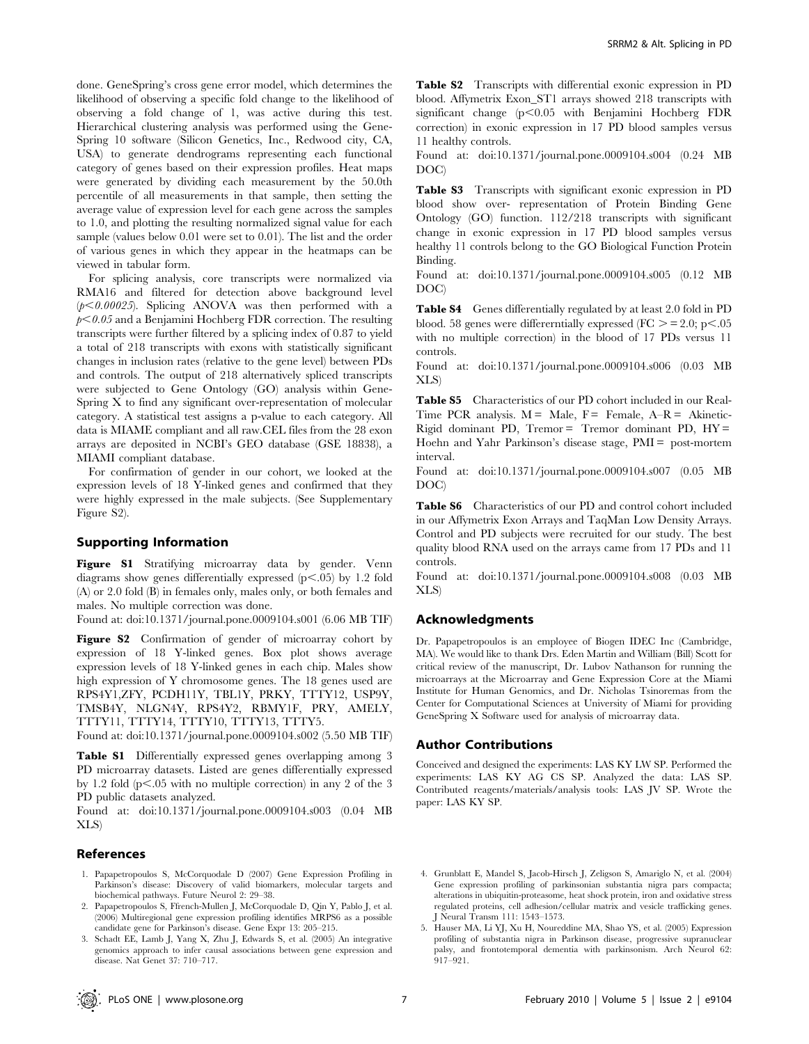done. GeneSpring's cross gene error model, which determines the likelihood of observing a specific fold change to the likelihood of observing a fold change of 1, was active during this test. Hierarchical clustering analysis was performed using the GeneSpring 10 software (Silicon Genetics, Inc., Redwood city, CA, USA) to generate dendrograms representing each functional category of genes based on their expression profiles. Heat maps were generated by dividing each measurement by the 50.0th percentile of all measurements in that sample, then setting the average value of expression level for each gene across the samples to 1.0, and plotting the resulting normalized signal value for each sample (values below 0.01 were set to 0.01). The list and the order of various genes in which they appear in the heatmaps can be viewed in tabular form.

For splicing analysis, core transcripts were normalized via RMA16 and filtered for detection above background level (*$p<0.00025$*). Splicing ANOVA was then performed with a *$p<0.05$* and a Benjamini Hochberg FDR correction. The resulting transcripts were further filtered by a splicing index of 0.87 to yield a total of 218 transcripts with exons with statistically significant changes in inclusion rates (relative to the gene level) between PDs and controls. The output of 218 alternatively spliced transcripts were subjected to Gene Ontology (GO) analysis within GeneSpring X to find any significant over-representation of molecular category. A statistical test assigns a p-value to each category. All data is MIAME compliant and all raw.CEL files from the 28 exon arrays are deposited in NCBI's GEO database (GSE 18838), a MIAMI compliant database.

For confirmation of gender in our cohort, we looked at the expression levels of 18 Y-linked genes and confirmed that they were highly expressed in the male subjects. (See Supplementary Figure S2).

## Supporting Information

**Figure S1** Stratifying microarray data by gender. Venn diagrams show genes differentially expressed ($p<.05$) by 1.2 fold (A) or 2.0 fold (B) in females only, males only, or both females and males. No multiple correction was done.

Found at: doi:10.1371/journal.pone.0009104.s001 (6.06 MB TIF)

**Figure S2** Confirmation of gender of microarray cohort by expression of 18 Y-linked genes. Box plot shows average expression levels of 18 Y-linked genes in each chip. Males show high expression of Y chromosome genes. The 18 genes used are RPS4Y1,ZFY, PCDH11Y, TBL1Y, PRKY, TTTY12, USP9Y, TMSB4Y, NLGN4Y, RPS4Y2, RBMY1F, PRY, AMELY, TTTY11, TTTY14, TTTY10, TTTY13, TTTY5.

Found at: doi:10.1371/journal.pone.0009104.s002 (5.50 MB TIF)

**Table S1** Differentially expressed genes overlapping among 3 PD microarray datasets. Listed are genes differentially expressed by 1.2 fold ($p<.05$ with no multiple correction) in any 2 of the 3 PD public datasets analyzed.

Found at: doi:10.1371/journal.pone.0009104.s003 (0.04 MB XLS)

**Table S2** Transcripts with differential exonic expression in PD blood. Affymetrix Exon_ST1 arrays showed 218 transcripts with significant change ($p<0.05$ with Benjamini Hochberg FDR correction) in exonic expression in 17 PD blood samples versus 11 healthy controls.

Found at: doi:10.1371/journal.pone.0009104.s004 (0.24 MB DOC)

**Table S3** Transcripts with significant exonic expression in PD blood show over- representation of Protein Binding Gene Ontology (GO) function. 112/218 transcripts with significant change in exonic expression in 17 PD blood samples versus healthy 11 controls belong to the GO Biological Function Protein Binding.

Found at: doi:10.1371/journal.pone.0009104.s005 (0.12 MB DOC)

**Table S4** Genes differentially regulated by at least 2.0 fold in PD blood. 58 genes were differerntially expressed (FC $>= 2.0$; $p<.05$ with no multiple correction) in the blood of 17 PDs versus 11 controls.

Found at: doi:10.1371/journal.pone.0009104.s006 (0.03 MB XLS)

**Table S5** Characteristics of our PD cohort included in our Real-Time PCR analysis. M = Male, F = Female, A–R = Akinetic-Rigid dominant PD, Tremor = Tremor dominant PD, HY = Hoehn and Yahr Parkinson's disease stage, PMI = post-mortem interval.

Found at: doi:10.1371/journal.pone.0009104.s007 (0.05 MB DOC)

**Table S6** Characteristics of our PD and control cohort included in our Affymetrix Exon Arrays and TaqMan Low Density Arrays. Control and PD subjects were recruited for our study. The best quality blood RNA used on the arrays came from 17 PDs and 11 controls.

Found at: doi:10.1371/journal.pone.0009104.s008 (0.03 MB XLS)

## Acknowledgments

Dr. Papapetropoulos is an employee of Biogen IDEC Inc (Cambridge, MA). We would like to thank Drs. Eden Martin and William (Bill) Scott for critical review of the manuscript, Dr. Lubov Nathanson for running the microarrays at the Microarray and Gene Expression Core at the Miami Institute for Human Genomics, and Dr. Nicholas Tsinoremas from the Center for Computational Sciences at University of Miami for providing GeneSpring X Software used for analysis of microarray data.

## Author Contributions

Conceived and designed the experiments: LAS KY LW SP. Performed the experiments: LAS KY AG CS SP. Analyzed the data: LAS SP. Contributed reagents/materials/analysis tools: LAS JV SP. Wrote the paper: LAS KY SP.

## References

1. Papapetropoulos S, McCorquodale D (2007) Gene Expression Profiling in Parkinson's disease: Discovery of valid biomarkers, molecular targets and biochemical pathways. Future Neurol 2: 29–38.
2. Papapetropoulos S, Ffrench-Mullen J, McCorquodale D, Qin Y, Pablo J, et al. (2006) Multiregional gene expression profiling identifies MRPS6 as a possible candidate gene for Parkinson's disease. Gene Expr 13: 205–215.
3. Schadt EE, Lamb J, Yang X, Zhu J, Edwards S, et al. (2005) An integrative genomics approach to infer causal associations between gene expression and disease. Nat Genet 37: 710–717.
4. Grunblatt E, Mandel S, Jacob-Hirsch J, Zeligson S, Amariglo N, et al. (2004) Gene expression profiling of parkinsonian substantia nigra pars compacta; alterations in ubiquitin-proteasome, heat shock protein, iron and oxidative stress regulated proteins, cell adhesion/cellular matrix and vesicle trafficking genes. J Neural Transm 111: 1543–1573.
5. Hauser MA, Li YJ, Xu H, Noureddine MA, Shao YS, et al. (2005) Expression profiling of substantia nigra in Parkinson disease, progressive supranuclear palsy, and frontotemporal dementia with parkinsonism. Arch Neurol 62: 917–921.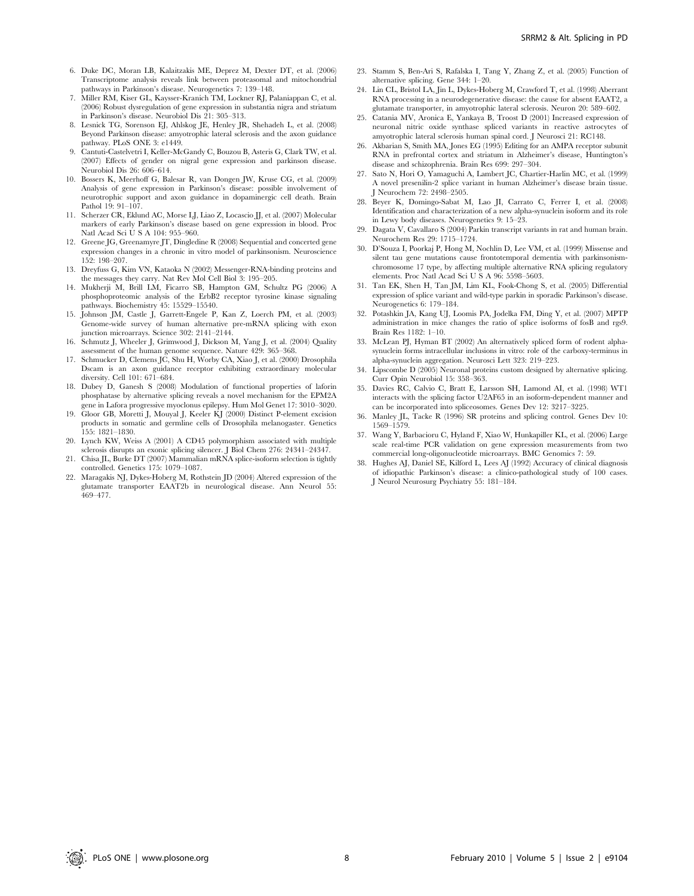6. Duke DC, Moran LB, Kalaitzakis ME, Deprez M, Dexter DT, et al. (2006) Transcriptome analysis reveals link between proteasomal and mitochondrial pathways in Parkinson's disease. Neurogenetics 7: 139–148.
7. Miller RM, Kiser GL, Kaysser-Kranich TM, Lockner RJ, Palaniappan C, et al. (2006) Robust dysregulation of gene expression in substantia nigra and striatum in Parkinson's disease. Neurobiol Dis 21: 305–313.
8. Lesnick TG, Sorenson EJ, Ahlskog JE, Henley JR, Shehadeh L, et al. (2008) Beyond Parkinson disease: amyotrophic lateral sclerosis and the axon guidance pathway. PLoS ONE 3: e1449.
9. Cantuti-Castelvetri I, Keller-McGandy C, Bouzou B, Asteris G, Clark TW, et al. (2007) Effects of gender on nigral gene expression and parkinson disease. Neurobiol Dis 26: 606–614.
10. Bossers K, Meerhoff G, Balesar R, van Dongen JW, Kruse CG, et al. (2009) Analysis of gene expression in Parkinson's disease: possible involvement of neurotrophic support and axon guidance in dopaminergic cell death. Brain Pathol 19: 91–107.
11. Scherzer CR, Eklund AC, Morse LJ, Liao Z, Locascio JJ, et al. (2007) Molecular markers of early Parkinson's disease based on gene expression in blood. Proc Natl Acad Sci U S A 104: 955–960.
12. Greene JG, Greenamyre JT, Dingledine R (2008) Sequential and concerted gene expression changes in a chronic in vitro model of parkinsonism. Neuroscience 152: 198–207.
13. Dreyfuss G, Kim VN, Kataoka N (2002) Messenger-RNA-binding proteins and the messages they carry. Nat Rev Mol Cell Biol 3: 195–205.
14. Mukherji M, Brill LM, Ficarro SB, Hampton GM, Schultz PG (2006) A phosphoproteomic analysis of the ErbB2 receptor tyrosine kinase signaling pathways. Biochemistry 45: 15529–15540.
15. Johnson JM, Castle J, Garrett-Engele P, Kan Z, Loerch PM, et al. (2003) Genome-wide survey of human alternative pre-mRNA splicing with exon junction microarrays. Science 302: 2141–2144.
16. Schmutz J, Wheeler J, Grimwood J, Dickson M, Yang J, et al. (2004) Quality assessment of the human genome sequence. Nature 429: 365–368.
17. Schmucker D, Clemens JC, Shu H, Worby CA, Xiao J, et al. (2000) Drosophila Dscam is an axon guidance receptor exhibiting extraordinary molecular diversity. Cell 101: 671–684.
18. Dubey D, Ganesh S (2008) Modulation of functional properties of laforin phosphatase by alternative splicing reveals a novel mechanism for the EPM2A gene in Lafora progressive myoclonus epilepsy. Hum Mol Genet 17: 3010–3020.
19. Gloor GB, Moretti J, Mouyal J, Keeler KJ (2000) Distinct P-element excision products in somatic and germline cells of Drosophila melanogaster. Genetics 155: 1821–1830.
20. Lynch KW, Weiss A (2001) A CD45 polymorphism associated with multiple sclerosis disrupts an exonic splicing silencer. J Biol Chem 276: 24341–24347.
21. Chisa JL, Burke DT (2007) Mammalian mRNA splice-isoform selection is tightly controlled. Genetics 175: 1079–1087.
22. Maragakis NJ, Dykes-Hoberg M, Rothstein JD (2004) Altered expression of the glutamate transporter EAAT2b in neurological disease. Ann Neurol 55: 469–477.
23. Stamm S, Ben-Ari S, Rafalska I, Tang Y, Zhang Z, et al. (2005) Function of alternative splicing. Gene 344: 1–20.
24. Lin CL, Bristol LA, Jin L, Dykes-Hoberg M, Crawford T, et al. (1998) Aberrant RNA processing in a neurodegenerative disease: the cause for absent EAAT2, a glutamate transporter, in amyotrophic lateral sclerosis. Neuron 20: 589–602.
25. Catania MV, Aronica E, Yankaya B, Troost D (2001) Increased expression of neuronal nitric oxide synthase spliced variants in reactive astrocytes of amyotrophic lateral sclerosis human spinal cord. J Neurosci 21: RC148.
26. Akbarian S, Smith MA, Jones EG (1995) Editing for an AMPA receptor subunit RNA in prefrontal cortex and striatum in Alzheimer's disease, Huntington's disease and schizophrenia. Brain Res 699: 297–304.
27. Sato N, Hori O, Yamaguchi A, Lambert JC, Chartier-Harlin MC, et al. (1999) A novel presenilin-2 splice variant in human Alzheimer's disease brain tissue. J Neurochem 72: 2498–2505.
28. Beyer K, Domingo-Sabat M, Lao JI, Carrato C, Ferrer I, et al. (2008) Identification and characterization of a new alpha-synuclein isoform and its role in Lewy body diseases. Neurogenetics 9: 15–23.
29. Dagata V, Cavallaro S (2004) Parkin transcript variants in rat and human brain. Neurochem Res 29: 1715–1724.
30. D'Souza I, Poorkaj P, Hong M, Nochlin D, Lee VM, et al. (1999) Missense and silent tau gene mutations cause frontotemporal dementia with parkinsonism-chromosome 17 type, by affecting multiple alternative RNA splicing regulatory elements. Proc Natl Acad Sci U S A 96: 5598–5603.
31. Tan EK, Shen H, Tan JM, Lim KL, Fook-Chong S, et al. (2005) Differential expression of splice variant and wild-type parkin in sporadic Parkinson's disease. Neurogenetics 6: 179–184.
32. Potashkin JA, Kang UJ, Loomis PA, Jodelka FM, Ding Y, et al. (2007) MPTP administration in mice changes the ratio of splice isoforms of fosB and rgs9. Brain Res 1182: 1–10.
33. McLean PJ, Hyman BT (2002) An alternatively spliced form of rodent alpha-synuclein forms intracellular inclusions in vitro: role of the carboxy-terminus in alpha-synuclein aggregation. Neurosci Lett 323: 219–223.
34. Lipscombe D (2005) Neuronal proteins custom designed by alternative splicing. Curr Opin Neurobiol 15: 358–363.
35. Davies RC, Calvio C, Bratt E, Larsson SH, Lamond AI, et al. (1998) WT1 interacts with the splicing factor U2AF65 in an isoform-dependent manner and can be incorporated into spliceosomes. Genes Dev 12: 3217–3225.
36. Manley JL, Tacke R (1996) SR proteins and splicing control. Genes Dev 10: 1569–1579.
37. Wang Y, Barbacioru C, Hyland F, Xiao W, Hunkapiller KL, et al. (2006) Large scale real-time PCR validation on gene expression measurements from two commercial long-oligonucleotide microarrays. BMC Genomics 7: 59.
38. Hughes AJ, Daniel SE, Kilford L, Lees AJ (1992) Accuracy of clinical diagnosis of idiopathic Parkinson's disease: a clinico-pathological study of 100 cases. J Neurol Neurosurg Psychiatry 55: 181–184.